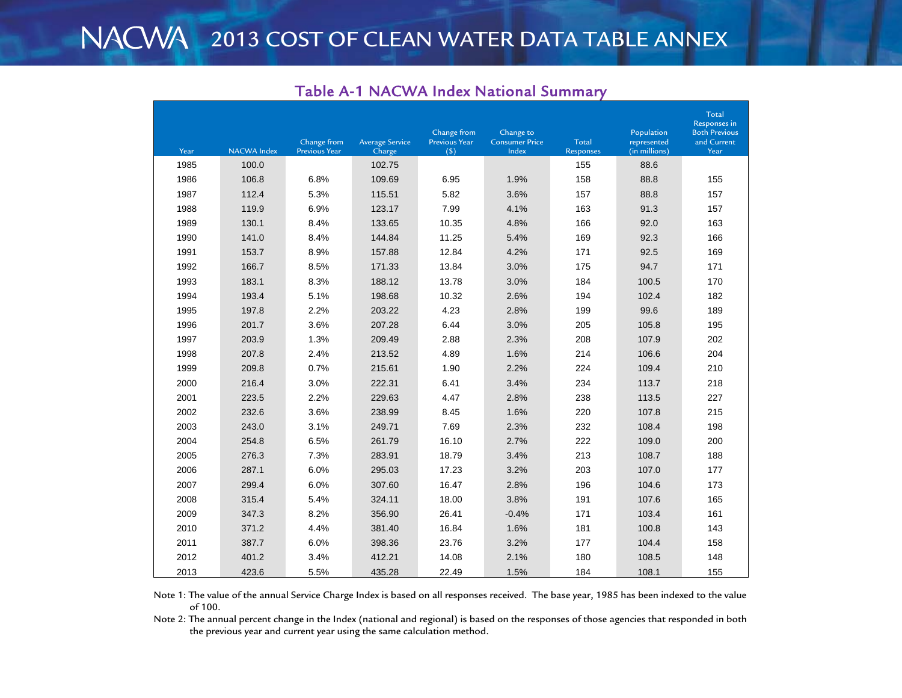# NACWA 2013 COST OF CLEAN WATER DATA TABLE ANNEX

## Table A-1 NACWA Index National Summary

| Year | NACWA Index | Change from Previous Year | Average Service Charge | Change from Previous Year ($) | Change to Consumer Price Index | Total Responses | Population represented (in millions) | Total Responses in Both Previous and Current Year |
|---|---|---|---|---|---|---|---|---|
| 1985 | 100.0 | | 102.75 | | | 155 | 88.6 | |
| 1986 | 106.8 | 6.8% | 109.69 | 6.95 | 1.9% | 158 | 88.8 | 155 |
| 1987 | 112.4 | 5.3% | 115.51 | 5.82 | 3.6% | 157 | 88.8 | 157 |
| 1988 | 119.9 | 6.9% | 123.17 | 7.99 | 4.1% | 163 | 91.3 | 157 |
| 1989 | 130.1 | 8.4% | 133.65 | 10.35 | 4.8% | 166 | 92.0 | 163 |
| 1990 | 141.0 | 8.4% | 144.84 | 11.25 | 5.4% | 169 | 92.3 | 166 |
| 1991 | 153.7 | 8.9% | 157.88 | 12.84 | 4.2% | 171 | 92.5 | 169 |
| 1992 | 166.7 | 8.5% | 171.33 | 13.84 | 3.0% | 175 | 94.7 | 171 |
| 1993 | 183.1 | 8.3% | 188.12 | 13.78 | 3.0% | 184 | 100.5 | 170 |
| 1994 | 193.4 | 5.1% | 198.68 | 10.32 | 2.6% | 194 | 102.4 | 182 |
| 1995 | 197.8 | 2.2% | 203.22 | 4.23 | 2.8% | 199 | 99.6 | 189 |
| 1996 | 201.7 | 3.6% | 207.28 | 6.44 | 3.0% | 205 | 105.8 | 195 |
| 1997 | 203.9 | 1.3% | 209.49 | 2.88 | 2.3% | 208 | 107.9 | 202 |
| 1998 | 207.8 | 2.4% | 213.52 | 4.89 | 1.6% | 214 | 106.6 | 204 |
| 1999 | 209.8 | 0.7% | 215.61 | 1.90 | 2.2% | 224 | 109.4 | 210 |
| 2000 | 216.4 | 3.0% | 222.31 | 6.41 | 3.4% | 234 | 113.7 | 218 |
| 2001 | 223.5 | 2.2% | 229.63 | 4.47 | 2.8% | 238 | 113.5 | 227 |
| 2002 | 232.6 | 3.6% | 238.99 | 8.45 | 1.6% | 220 | 107.8 | 215 |
| 2003 | 243.0 | 3.1% | 249.71 | 7.69 | 2.3% | 232 | 108.4 | 198 |
| 2004 | 254.8 | 6.5% | 261.79 | 16.10 | 2.7% | 222 | 109.0 | 200 |
| 2005 | 276.3 | 7.3% | 283.91 | 18.79 | 3.4% | 213 | 108.7 | 188 |
| 2006 | 287.1 | 6.0% | 295.03 | 17.23 | 3.2% | 203 | 107.0 | 177 |
| 2007 | 299.4 | 6.0% | 307.60 | 16.47 | 2.8% | 196 | 104.6 | 173 |
| 2008 | 315.4 | 5.4% | 324.11 | 18.00 | 3.8% | 191 | 107.6 | 165 |
| 2009 | 347.3 | 8.2% | 356.90 | 26.41 | -0.4% | 171 | 103.4 | 161 |
| 2010 | 371.2 | 4.4% | 381.40 | 16.84 | 1.6% | 181 | 100.8 | 143 |
| 2011 | 387.7 | 6.0% | 398.36 | 23.76 | 3.2% | 177 | 104.4 | 158 |
| 2012 | 401.2 | 3.4% | 412.21 | 14.08 | 2.1% | 180 | 108.5 | 148 |
| 2013 | 423.6 | 5.5% | 435.28 | 22.49 | 1.5% | 184 | 108.1 | 155 |

Note 1: The value of the annual Service Charge Index is based on all responses received. The base year, 1985 has been indexed to the value of 100.

Note 2: The annual percent change in the Index (national and regional) is based on the responses of those agencies that responded in both the previous year and current year using the same calculation method.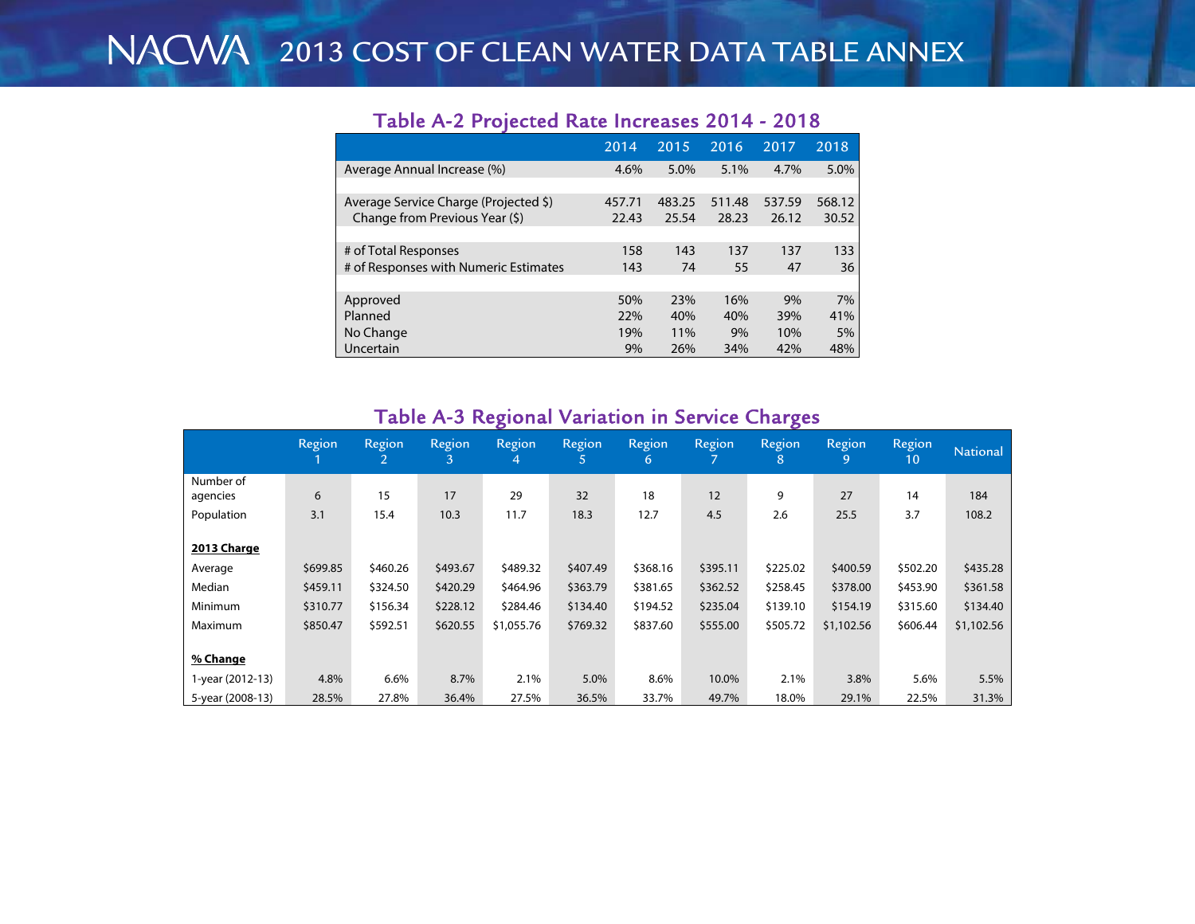# NACWA 2013 COST OF CLEAN WATER DATA TABLE ANNEX

## Table A-2 Projected Rate Increases 2014 - 2018

| | 2014 | 2015 | 2016 | 2017 | 2018 |
|---|---|---|---|---|---|
| Average Annual Increase (%) | 4.6% | 5.0% | 5.1% | 4.7% | 5.0% |
| | | | | | |
| Average Service Charge (Projected $) | 457.71 | 483.25 | 511.48 | 537.59 | 568.12 |
| Change from Previous Year ($) | 22.43 | 25.54 | 28.23 | 26.12 | 30.52 |
| | | | | | |
| # of Total Responses | 158 | 143 | 137 | 137 | 133 |
| # of Responses with Numeric Estimates | 143 | 74 | 55 | 47 | 36 |
| | | | | | |
| Approved | 50% | 23% | 16% | 9% | 7% |
| Planned | 22% | 40% | 40% | 39% | 41% |
| No Change | 19% | 11% | 9% | 10% | 5% |
| Uncertain | 9% | 26% | 34% | 42% | 48% |

## Table A-3 Regional Variation in Service Charges

| | Region 1 | Region 2 | Region 3 | Region 4 | Region 5 | Region 6 | Region 7 | Region 8 | Region 9 | Region 10 | National |
|---|---|---|---|---|---|---|---|---|---|---|---|
| Number of agencies | 6 | 15 | 17 | 29 | 32 | 18 | 12 | 9 | 27 | 14 | 184 |
| Population | 3.1 | 15.4 | 10.3 | 11.7 | 18.3 | 12.7 | 4.5 | 2.6 | 25.5 | 3.7 | 108.2 |
| **2013 Charge** | | | | | | | | | | | |
| Average | $699.85 | $460.26 | $493.67 | $489.32 | $407.49 | $368.16 | $395.11 | $225.02 | $400.59 | $502.20 | $435.28 |
| Median | $459.11 | $324.50 | $420.29 | $464.96 | $363.79 | $381.65 | $362.52 | $258.45 | $378.00 | $453.90 | $361.58 |
| Minimum | $310.77 | $156.34 | $228.12 | $284.46 | $134.40 | $194.52 | $235.04 | $139.10 | $154.19 | $315.60 | $134.40 |
| Maximum | $850.47 | $592.51 | $620.55 | $1,055.76 | $769.32 | $837.60 | $555.00 | $505.72 | $1,102.56 | $606.44 | $1,102.56 |
| **% Change** | | | | | | | | | | | |
| 1-year (2012-13) | 4.8% | 6.6% | 8.7% | 2.1% | 5.0% | 8.6% | 10.0% | 2.1% | 3.8% | 5.6% | 5.5% |
| 5-year (2008-13) | 28.5% | 27.8% | 36.4% | 27.5% | 36.5% | 33.7% | 49.7% | 18.0% | 29.1% | 22.5% | 31.3% |